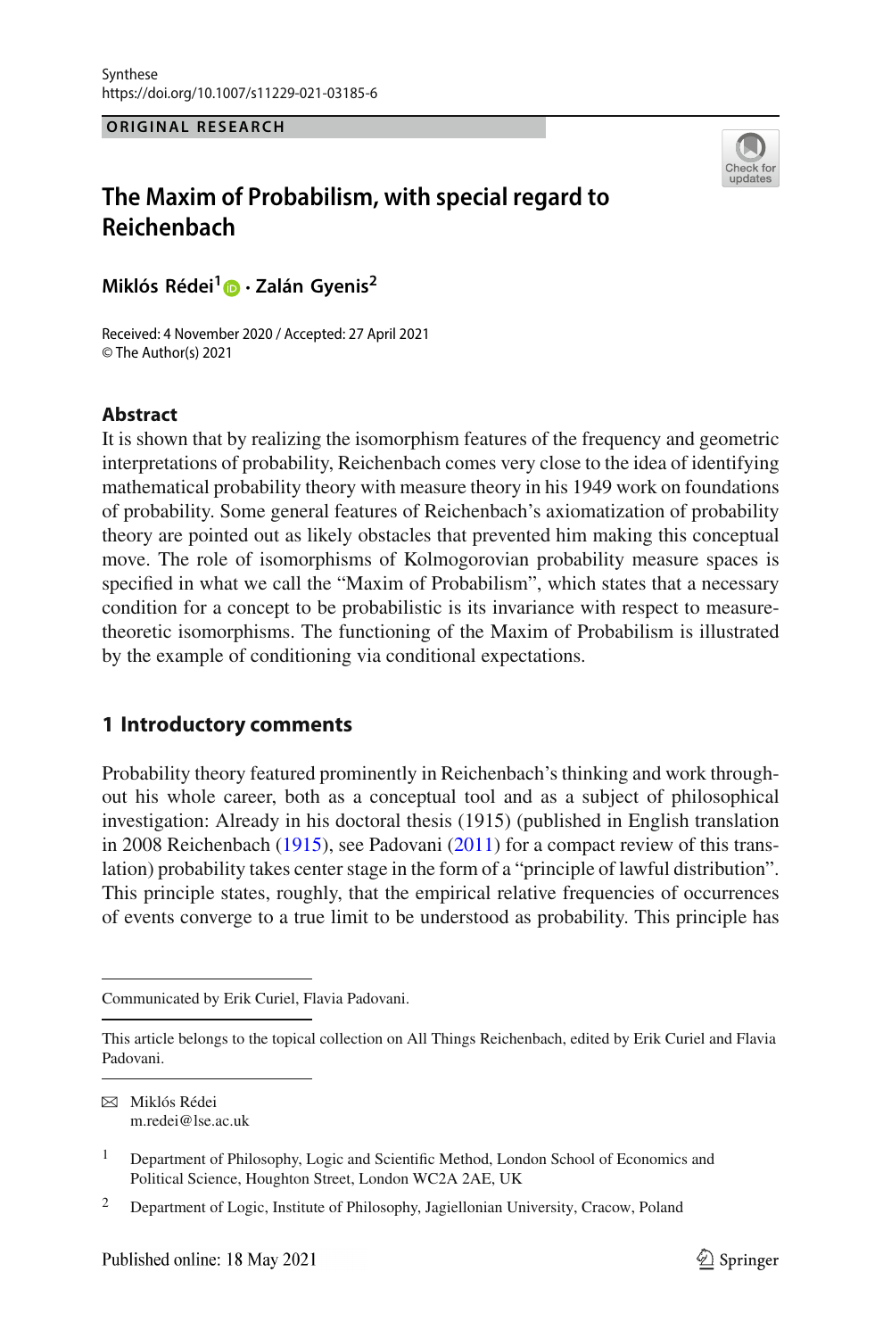ORIGINAL RESEARCH

# The Maxim of Probabilism, with special regard to Reichenbach

**Miklós Rédei[1] · Zalán Gyenis[2]**

Received: 4 November 2020 / Accepted: 27 April 2021
© The Author(s) 2021

## Abstract

It is shown that by realizing the isomorphism features of the frequency and geometric interpretations of probability, Reichenbach comes very close to the idea of identifying mathematical probability theory with measure theory in his 1949 work on foundations of probability. Some general features of Reichenbach's axiomatization of probability theory are pointed out as likely obstacles that prevented him making this conceptual move. The role of isomorphisms of Kolmogorovian probability measure spaces is specified in what we call the "Maxim of Probabilism", which states that a necessary condition for a concept to be probabilistic is its invariance with respect to measure-theoretic isomorphisms. The functioning of the Maxim of Probabilism is illustrated by the example of conditioning via conditional expectations.

## 1 Introductory comments

Probability theory featured prominently in Reichenbach's thinking and work throughout his whole career, both as a conceptual tool and as a subject of philosophical investigation: Already in his doctoral thesis (1915) (published in English translation in 2008 Reichenbach (1915), see Padovani (2011) for a compact review of this translation) probability takes center stage in the form of a "principle of lawful distribution". This principle states, roughly, that the empirical relative frequencies of occurrences of events converge to a true limit to be understood as probability. This principle has

---

Communicated by Erik Curiel, Flavia Padovani.

This article belongs to the topical collection on All Things Reichenbach, edited by Erik Curiel and Flavia Padovani.

✉ Miklós Rédei
m.redei@lse.ac.uk

[1] Department of Philosophy, Logic and Scientific Method, London School of Economics and Political Science, Houghton Street, London WC2A 2AE, UK

[2] Department of Logic, Institute of Philosophy, Jagiellonian University, Cracow, Poland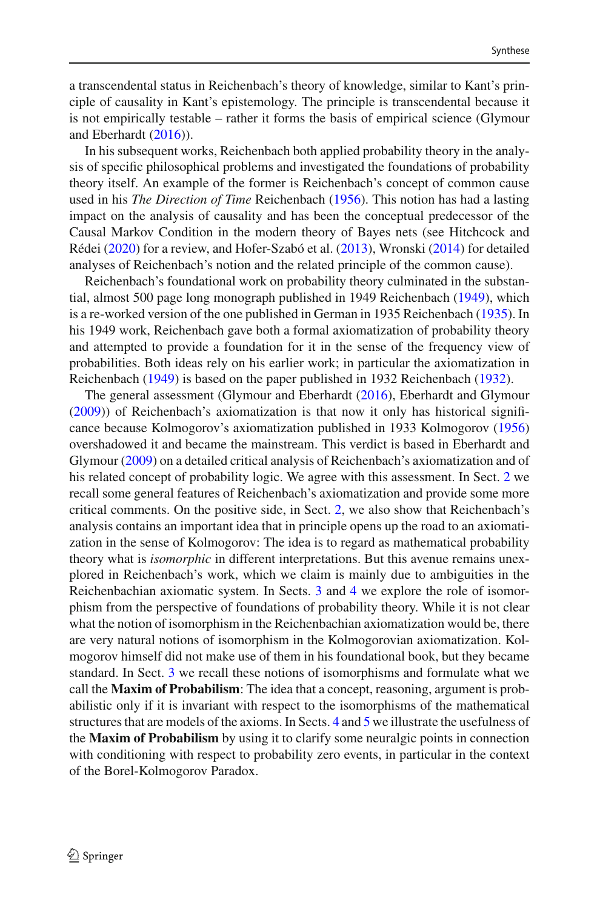a transcendental status in Reichenbach's theory of knowledge, similar to Kant's principle of causality in Kant's epistemology. The principle is transcendental because it is not empirically testable – rather it forms the basis of empirical science (Glymour and Eberhardt (2016)).

In his subsequent works, Reichenbach both applied probability theory in the analysis of specific philosophical problems and investigated the foundations of probability theory itself. An example of the former is Reichenbach's concept of common cause used in his *The Direction of Time* Reichenbach (1956). This notion has had a lasting impact on the analysis of causality and has been the conceptual predecessor of the Causal Markov Condition in the modern theory of Bayes nets (see Hitchcock and Rédei (2020) for a review, and Hofer-Szabó et al. (2013), Wronski (2014) for detailed analyses of Reichenbach's notion and the related principle of the common cause).

Reichenbach's foundational work on probability theory culminated in the substantial, almost 500 page long monograph published in 1949 Reichenbach (1949), which is a re-worked version of the one published in German in 1935 Reichenbach (1935). In his 1949 work, Reichenbach gave both a formal axiomatization of probability theory and attempted to provide a foundation for it in the sense of the frequency view of probabilities. Both ideas rely on his earlier work; in particular the axiomatization in Reichenbach (1949) is based on the paper published in 1932 Reichenbach (1932).

The general assessment (Glymour and Eberhardt (2016), Eberhardt and Glymour (2009)) of Reichenbach's axiomatization is that now it only has historical significance because Kolmogorov's axiomatization published in 1933 Kolmogorov (1956) overshadowed it and became the mainstream. This verdict is based in Eberhardt and Glymour (2009) on a detailed critical analysis of Reichenbach's axiomatization and of his related concept of probability logic. We agree with this assessment. In Sect. 2 we recall some general features of Reichenbach's axiomatization and provide some more critical comments. On the positive side, in Sect. 2, we also show that Reichenbach's analysis contains an important idea that in principle opens up the road to an axiomatization in the sense of Kolmogorov: The idea is to regard as mathematical probability theory what is *isomorphic* in different interpretations. But this avenue remains unexplored in Reichenbach's work, which we claim is mainly due to ambiguities in the Reichenbachian axiomatic system. In Sects. 3 and 4 we explore the role of isomorphism from the perspective of foundations of probability theory. While it is not clear what the notion of isomorphism in the Reichenbachian axiomatization would be, there are very natural notions of isomorphism in the Kolmogorovian axiomatization. Kolmogorov himself did not make use of them in his foundational book, but they became standard. In Sect. 3 we recall these notions of isomorphisms and formulate what we call the **Maxim of Probabilism**: The idea that a concept, reasoning, argument is probabilistic only if it is invariant with respect to the isomorphisms of the mathematical structures that are models of the axioms. In Sects. 4 and 5 we illustrate the usefulness of the **Maxim of Probabilism** by using it to clarify some neuralgic points in connection with conditioning with respect to probability zero events, in particular in the context of the Borel-Kolmogorov Paradox.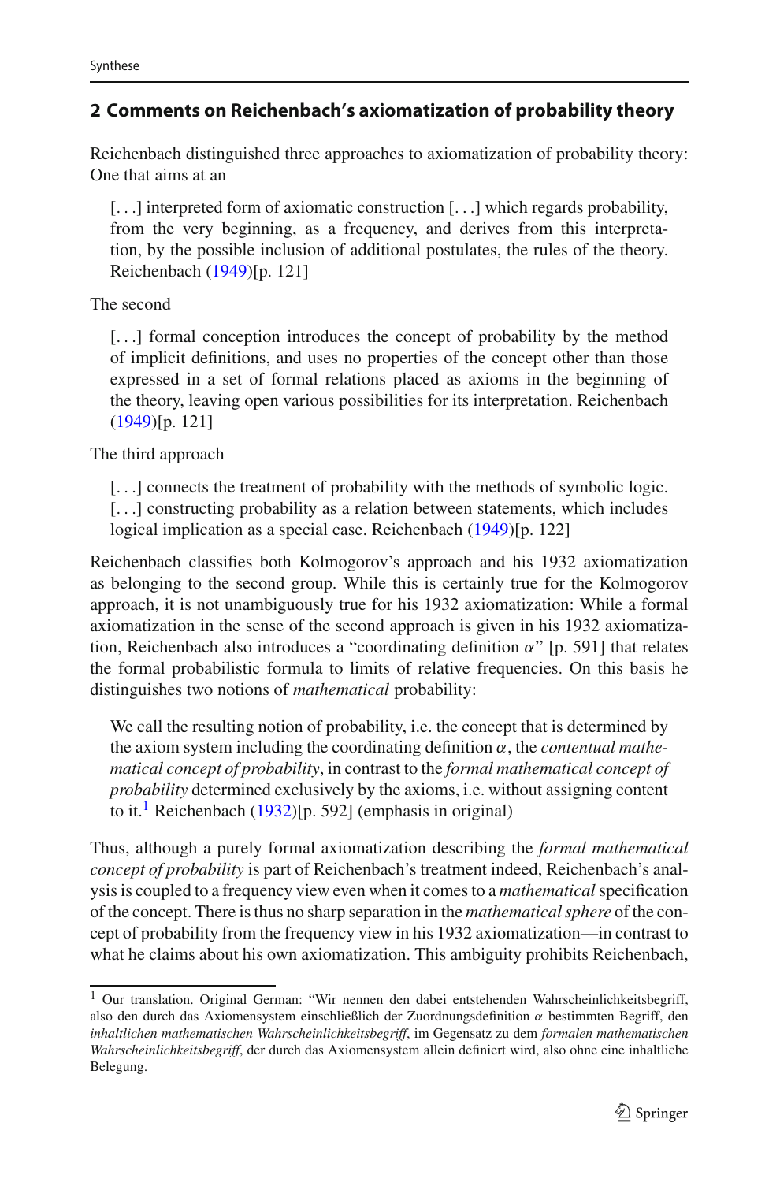## 2 Comments on Reichenbach's axiomatization of probability theory

Reichenbach distinguished three approaches to axiomatization of probability theory: One that aims at an

> [...] interpreted form of axiomatic construction [...] which regards probability, from the very beginning, as a frequency, and derives from this interpretation, by the possible inclusion of additional postulates, the rules of the theory. Reichenbach (1949)[p. 121]

The second

> [...] formal conception introduces the concept of probability by the method of implicit definitions, and uses no properties of the concept other than those expressed in a set of formal relations placed as axioms in the beginning of the theory, leaving open various possibilities for its interpretation. Reichenbach (1949)[p. 121]

The third approach

> [...] connects the treatment of probability with the methods of symbolic logic. [...] constructing probability as a relation between statements, which includes logical implication as a special case. Reichenbach (1949)[p. 122]

Reichenbach classifies both Kolmogorov's approach and his 1932 axiomatization as belonging to the second group. While this is certainly true for the Kolmogorov approach, it is not unambiguously true for his 1932 axiomatization: While a formal axiomatization in the sense of the second approach is given in his 1932 axiomatization, Reichenbach also introduces a "coordinating definition $\alpha$" [p. 591] that relates the formal probabilistic formula to limits of relative frequencies. On this basis he distinguishes two notions of *mathematical* probability:

> We call the resulting notion of probability, i.e. the concept that is determined by the axiom system including the coordinating definition $\alpha$, the *contentual mathematical concept of probability*, in contrast to the *formal mathematical concept of probability* determined exclusively by the axioms, i.e. without assigning content to it.[1] Reichenbach (1932)[p. 592] (emphasis in original)

Thus, although a purely formal axiomatization describing the *formal mathematical concept of probability* is part of Reichenbach's treatment indeed, Reichenbach's analysis is coupled to a frequency view even when it comes to a *mathematical* specification of the concept. There is thus no sharp separation in the *mathematical sphere* of the concept of probability from the frequency view in his 1932 axiomatization—in contrast to what he claims about his own axiomatization. This ambiguity prohibits Reichenbach,

---

[1] Our translation. Original German: "Wir nennen den dabei entstehenden Wahrscheinlichkeitsbegriff, also den durch das Axiomensystem einschließlich der Zuordnungsdefinition $\alpha$ bestimmten Begriff, den *inhaltlichen mathematischen Wahrscheinlichkeitsbegriff*, im Gegensatz zu dem *formalen mathematischen Wahrscheinlichkeitsbegriff*, der durch das Axiomensystem allein definiert wird, also ohne eine inhaltliche Belegung.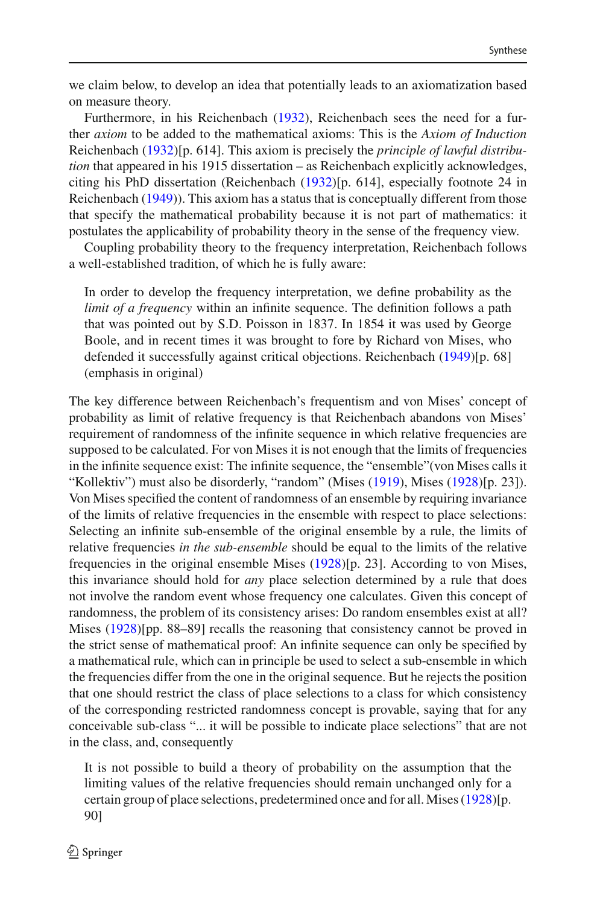we claim below, to develop an idea that potentially leads to an axiomatization based on measure theory.

Furthermore, in his Reichenbach (1932), Reichenbach sees the need for a further *axiom* to be added to the mathematical axioms: This is the *Axiom of Induction* Reichenbach (1932)[p. 614]. This axiom is precisely the *principle of lawful distribution* that appeared in his 1915 dissertation – as Reichenbach explicitly acknowledges, citing his PhD dissertation (Reichenbach (1932)[p. 614], especially footnote 24 in Reichenbach (1949)). This axiom has a status that is conceptually different from those that specify the mathematical probability because it is not part of mathematics: it postulates the applicability of probability theory in the sense of the frequency view.

Coupling probability theory to the frequency interpretation, Reichenbach follows a well-established tradition, of which he is fully aware:

> In order to develop the frequency interpretation, we define probability as the *limit of a frequency* within an infinite sequence. The definition follows a path that was pointed out by S.D. Poisson in 1837. In 1854 it was used by George Boole, and in recent times it was brought to fore by Richard von Mises, who defended it successfully against critical objections. Reichenbach (1949)[p. 68] (emphasis in original)

The key difference between Reichenbach's frequentism and von Mises' concept of probability as limit of relative frequency is that Reichenbach abandons von Mises' requirement of randomness of the infinite sequence in which relative frequencies are supposed to be calculated. For von Mises it is not enough that the limits of frequencies in the infinite sequence exist: The infinite sequence, the "ensemble"(von Mises calls it "Kollektiv") must also be disorderly, "random" (Mises (1919), Mises (1928)[p. 23]). Von Mises specified the content of randomness of an ensemble by requiring invariance of the limits of relative frequencies in the ensemble with respect to place selections: Selecting an infinite sub-ensemble of the original ensemble by a rule, the limits of relative frequencies *in the sub-ensemble* should be equal to the limits of the relative frequencies in the original ensemble Mises (1928)[p. 23]. According to von Mises, this invariance should hold for *any* place selection determined by a rule that does not involve the random event whose frequency one calculates. Given this concept of randomness, the problem of its consistency arises: Do random ensembles exist at all? Mises (1928)[pp. 88–89] recalls the reasoning that consistency cannot be proved in the strict sense of mathematical proof: An infinite sequence can only be specified by a mathematical rule, which can in principle be used to select a sub-ensemble in which the frequencies differ from the one in the original sequence. But he rejects the position that one should restrict the class of place selections to a class for which consistency of the corresponding restricted randomness concept is provable, saying that for any conceivable sub-class "... it will be possible to indicate place selections" that are not in the class, and, consequently

> It is not possible to build a theory of probability on the assumption that the limiting values of the relative frequencies should remain unchanged only for a certain group of place selections, predetermined once and for all. Mises (1928)[p. 90]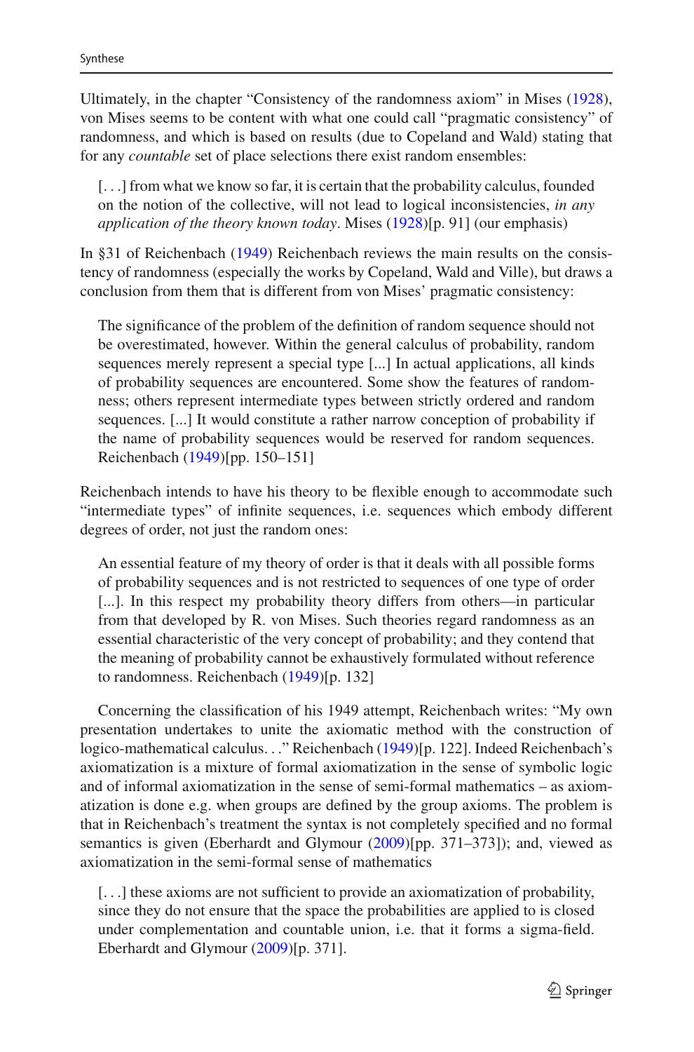Ultimately, in the chapter “Consistency of the randomness axiom” in Mises (1928), von Mises seems to be content with what one could call “pragmatic consistency” of randomness, and which is based on results (due to Copeland and Wald) stating that for any *countable* set of place selections there exist random ensembles:

> [. . .] from what we know so far, it is certain that the probability calculus, founded on the notion of the collective, will not lead to logical inconsistencies, *in any application of the theory known today*. Mises (1928)[p. 91] (our emphasis)

In §31 of Reichenbach (1949) Reichenbach reviews the main results on the consistency of randomness (especially the works by Copeland, Wald and Ville), but draws a conclusion from them that is different from von Mises’ pragmatic consistency:

> The significance of the problem of the definition of random sequence should not be overestimated, however. Within the general calculus of probability, random sequences merely represent a special type [...] In actual applications, all kinds of probability sequences are encountered. Some show the features of randomness; others represent intermediate types between strictly ordered and random sequences. [...] It would constitute a rather narrow conception of probability if the name of probability sequences would be reserved for random sequences. Reichenbach (1949)[pp. 150–151]

Reichenbach intends to have his theory to be flexible enough to accommodate such “intermediate types” of infinite sequences, i.e. sequences which embody different degrees of order, not just the random ones:

> An essential feature of my theory of order is that it deals with all possible forms of probability sequences and is not restricted to sequences of one type of order [...]. In this respect my probability theory differs from others—in particular from that developed by R. von Mises. Such theories regard randomness as an essential characteristic of the very concept of probability; and they contend that the meaning of probability cannot be exhaustively formulated without reference to randomness. Reichenbach (1949)[p. 132]

Concerning the classification of his 1949 attempt, Reichenbach writes: “My own presentation undertakes to unite the axiomatic method with the construction of logico-mathematical calculus. . .” Reichenbach (1949)[p. 122]. Indeed Reichenbach’s axiomatization is a mixture of formal axiomatization in the sense of symbolic logic and of informal axiomatization in the sense of semi-formal mathematics – as axiomatization is done e.g. when groups are defined by the group axioms. The problem is that in Reichenbach’s treatment the syntax is not completely specified and no formal semantics is given (Eberhardt and Glymour (2009)[pp. 371–373]); and, viewed as axiomatization in the semi-formal sense of mathematics

> [. . .] these axioms are not sufficient to provide an axiomatization of probability, since they do not ensure that the space the probabilities are applied to is closed under complementation and countable union, i.e. that it forms a sigma-field. Eberhardt and Glymour (2009)[p. 371].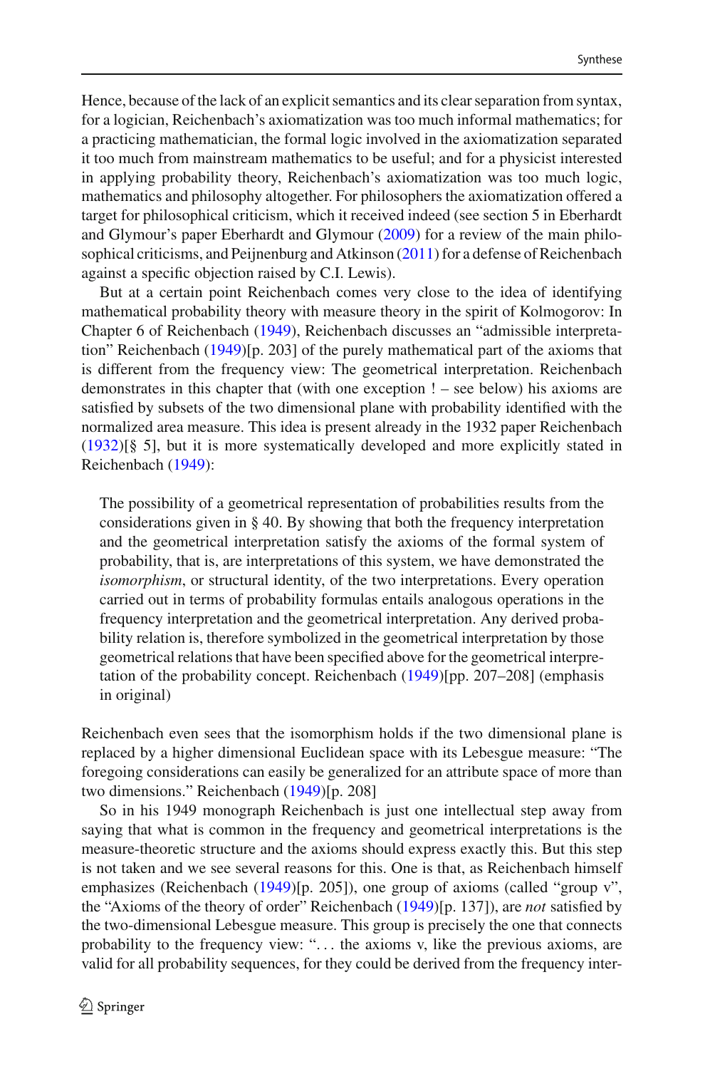Hence, because of the lack of an explicit semantics and its clear separation from syntax, for a logician, Reichenbach's axiomatization was too much informal mathematics; for a practicing mathematician, the formal logic involved in the axiomatization separated it too much from mainstream mathematics to be useful; and for a physicist interested in applying probability theory, Reichenbach's axiomatization was too much logic, mathematics and philosophy altogether. For philosophers the axiomatization offered a target for philosophical criticism, which it received indeed (see section 5 in Eberhardt and Glymour's paper Eberhardt and Glymour (2009) for a review of the main philosophical criticisms, and Peijnenburg and Atkinson (2011) for a defense of Reichenbach against a specific objection raised by C.I. Lewis).

But at a certain point Reichenbach comes very close to the idea of identifying mathematical probability theory with measure theory in the spirit of Kolmogorov: In Chapter 6 of Reichenbach (1949), Reichenbach discusses an "admissible interpretation" Reichenbach (1949)[p. 203] of the purely mathematical part of the axioms that is different from the frequency view: The geometrical interpretation. Reichenbach demonstrates in this chapter that (with one exception ! – see below) his axioms are satisfied by subsets of the two dimensional plane with probability identified with the normalized area measure. This idea is present already in the 1932 paper Reichenbach (1932)[§ 5], but it is more systematically developed and more explicitly stated in Reichenbach (1949):

> The possibility of a geometrical representation of probabilities results from the considerations given in § 40. By showing that both the frequency interpretation and the geometrical interpretation satisfy the axioms of the formal system of probability, that is, are interpretations of this system, we have demonstrated the *isomorphism*, or structural identity, of the two interpretations. Every operation carried out in terms of probability formulas entails analogous operations in the frequency interpretation and the geometrical interpretation. Any derived probability relation is, therefore symbolized in the geometrical interpretation by those geometrical relations that have been specified above for the geometrical interpretation of the probability concept. Reichenbach (1949)[pp. 207–208] (emphasis in original)

Reichenbach even sees that the isomorphism holds if the two dimensional plane is replaced by a higher dimensional Euclidean space with its Lebesgue measure: "The foregoing considerations can easily be generalized for an attribute space of more than two dimensions." Reichenbach (1949)[p. 208]

So in his 1949 monograph Reichenbach is just one intellectual step away from saying that what is common in the frequency and geometrical interpretations is the measure-theoretic structure and the axioms should express exactly this. But this step is not taken and we see several reasons for this. One is that, as Reichenbach himself emphasizes (Reichenbach (1949)[p. 205]), one group of axioms (called "group v", the "Axioms of the theory of order" Reichenbach (1949)[p. 137]), are *not* satisfied by the two-dimensional Lebesgue measure. This group is precisely the one that connects probability to the frequency view: "... the axioms v, like the previous axioms, are valid for all probability sequences, for they could be derived from the frequency inter-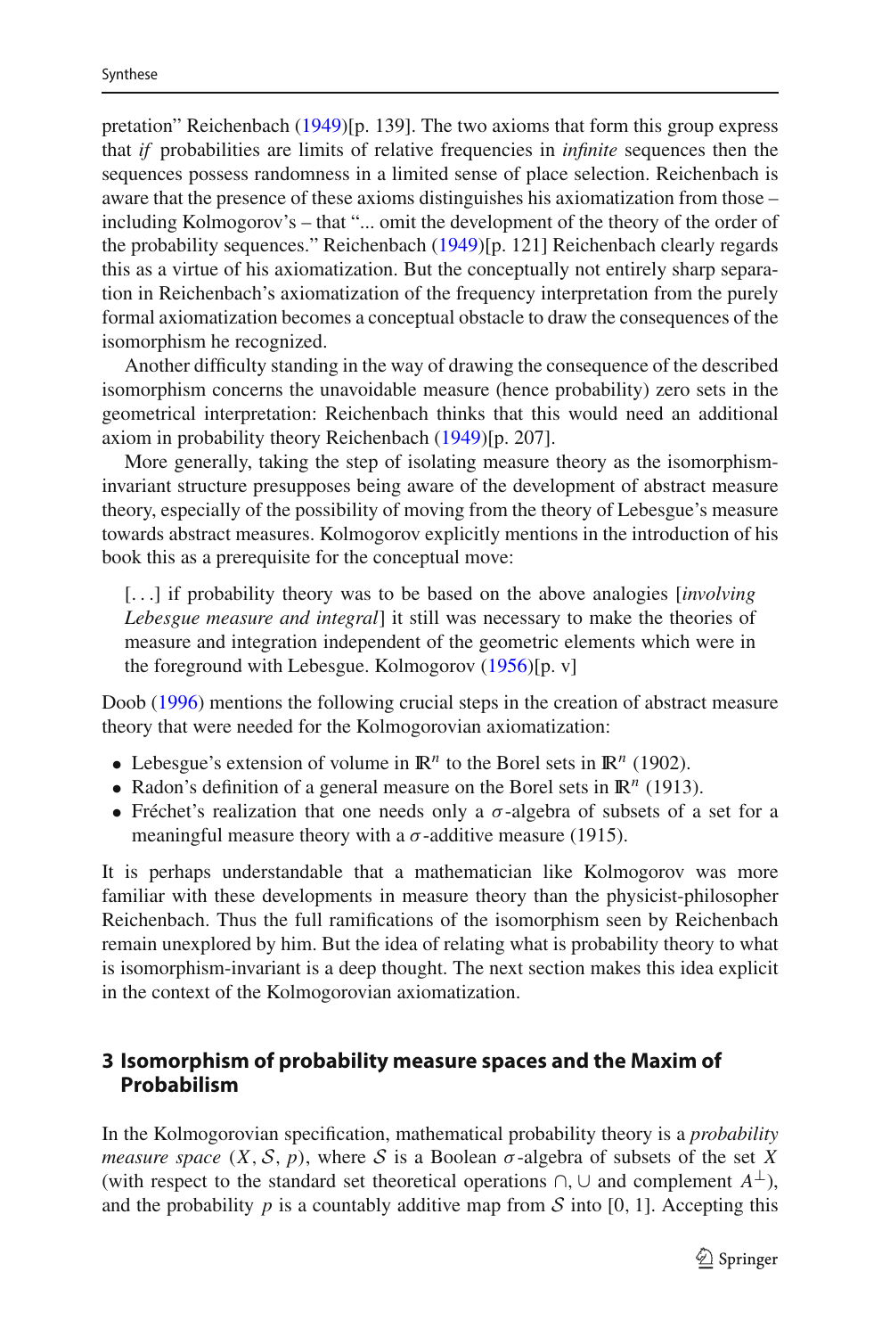pretation" Reichenbach (1949)[p. 139]. The two axioms that form this group express that *if* probabilities are limits of relative frequencies in *infinite* sequences then the sequences possess randomness in a limited sense of place selection. Reichenbach is aware that the presence of these axioms distinguishes his axiomatization from those – including Kolmogorov's – that "... omit the development of the theory of the order of the probability sequences." Reichenbach (1949)[p. 121] Reichenbach clearly regards this as a virtue of his axiomatization. But the conceptually not entirely sharp separation in Reichenbach's axiomatization of the frequency interpretation from the purely formal axiomatization becomes a conceptual obstacle to draw the consequences of the isomorphism he recognized.

Another difficulty standing in the way of drawing the consequence of the described isomorphism concerns the unavoidable measure (hence probability) zero sets in the geometrical interpretation: Reichenbach thinks that this would need an additional axiom in probability theory Reichenbach (1949)[p. 207].

More generally, taking the step of isolating measure theory as the isomorphism-invariant structure presupposes being aware of the development of abstract measure theory, especially of the possibility of moving from the theory of Lebesgue's measure towards abstract measures. Kolmogorov explicitly mentions in the introduction of his book this as a prerequisite for the conceptual move:

> [...] if probability theory was to be based on the above analogies [*involving Lebesgue measure and integral*] it still was necessary to make the theories of measure and integration independent of the geometric elements which were in the foreground with Lebesgue. Kolmogorov (1956)[p. v]

Doob (1996) mentions the following crucial steps in the creation of abstract measure theory that were needed for the Kolmogorovian axiomatization:

- Lebesgue's extension of volume in $\mathbb{R}^n$ to the Borel sets in $\mathbb{R}^n$ (1902).
- Radon's definition of a general measure on the Borel sets in $\mathbb{R}^n$ (1913).
- Fréchet's realization that one needs only a $\sigma$-algebra of subsets of a set for a meaningful measure theory with a $\sigma$-additive measure (1915).

It is perhaps understandable that a mathematician like Kolmogorov was more familiar with these developments in measure theory than the physicist-philosopher Reichenbach. Thus the full ramifications of the isomorphism seen by Reichenbach remain unexplored by him. But the idea of relating what is probability theory to what is isomorphism-invariant is a deep thought. The next section makes this idea explicit in the context of the Kolmogorovian axiomatization.

## 3 Isomorphism of probability measure spaces and the Maxim of Probabilism

In the Kolmogorovian specification, mathematical probability theory is a *probability measure space* $(X, \mathcal{S}, p)$, where $\mathcal{S}$ is a Boolean $\sigma$-algebra of subsets of the set $X$ (with respect to the standard set theoretical operations $\cap, \cup$ and complement $A^{\perp}$), and the probability $p$ is a countably additive map from $\mathcal{S}$ into $[0, 1]$. Accepting this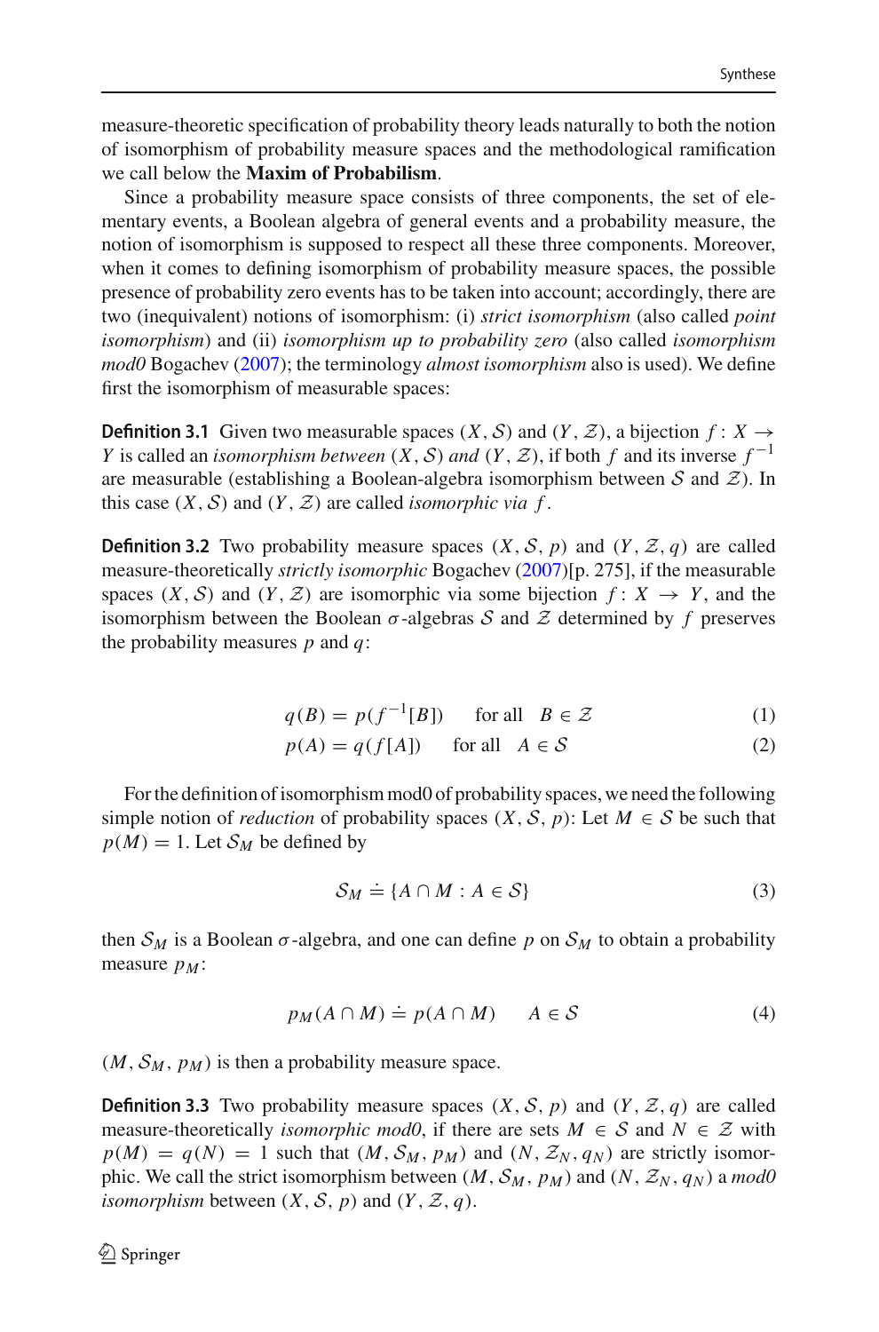measure-theoretic specification of probability theory leads naturally to both the notion of isomorphism of probability measure spaces and the methodological ramification we call below the **Maxim of Probabilism**.

Since a probability measure space consists of three components, the set of elementary events, a Boolean algebra of general events and a probability measure, the notion of isomorphism is supposed to respect all these three components. Moreover, when it comes to defining isomorphism of probability measure spaces, the possible presence of probability zero events has to be taken into account; accordingly, there are two (inequivalent) notions of isomorphism: (i) *strict isomorphism* (also called *point isomorphism*) and (ii) *isomorphism up to probability zero* (also called *isomorphism mod0* Bogachev (2007); the terminology *almost isomorphism* also is used). We define first the isomorphism of measurable spaces:

**Definition 3.1** Given two measurable spaces $(X, \mathcal{S})$ and $(Y, \mathcal{Z})$, a bijection $f: X \to Y$ is called an *isomorphism between* $(X, \mathcal{S})$ *and* $(Y, \mathcal{Z})$, if both $f$ and its inverse $f^{-1}$ are measurable (establishing a Boolean-algebra isomorphism between $\mathcal{S}$ and $\mathcal{Z}$). In this case $(X, \mathcal{S})$ and $(Y, \mathcal{Z})$ are called *isomorphic via* $f$.

**Definition 3.2** Two probability measure spaces $(X, \mathcal{S}, p)$ and $(Y, \mathcal{Z}, q)$ are called measure-theoretically *strictly isomorphic* Bogachev (2007)[p. 275], if the measurable spaces $(X, \mathcal{S})$ and $(Y, \mathcal{Z})$ are isomorphic via some bijection $f: X \to Y$, and the isomorphism between the Boolean $\sigma$-algebras $\mathcal{S}$ and $\mathcal{Z}$ determined by $f$ preserves the probability measures $p$ and $q$:

$$q(B) = p(f^{-1}[B]) \qquad \text{for all} \quad B \in \mathcal{Z} \tag{1}$$

$$p(A) = q(f[A]) \qquad \text{for all} \quad A \in \mathcal{S} \tag{2}$$

For the definition of isomorphism mod0 of probability spaces, we need the following simple notion of *reduction* of probability spaces $(X, \mathcal{S}, p)$: Let $M \in \mathcal{S}$ be such that $p(M) = 1$. Let $\mathcal{S}_M$ be defined by

$$\mathcal{S}_M \doteq \{A \cap M : A \in \mathcal{S}\} \tag{3}$$

then $\mathcal{S}_M$ is a Boolean $\sigma$-algebra, and one can define $p$ on $\mathcal{S}_M$ to obtain a probability measure $p_M$:

$$p_M(A \cap M) \doteq p(A \cap M) \qquad A \in \mathcal{S} \tag{4}$$

$(M, \mathcal{S}_M, p_M)$ is then a probability measure space.

**Definition 3.3** Two probability measure spaces $(X, \mathcal{S}, p)$ and $(Y, \mathcal{Z}, q)$ are called measure-theoretically *isomorphic mod0*, if there are sets $M \in \mathcal{S}$ and $N \in \mathcal{Z}$ with $p(M) = q(N) = 1$ such that $(M, \mathcal{S}_M, p_M)$ and $(N, \mathcal{Z}_N, q_N)$ are strictly isomorphic. We call the strict isomorphism between $(M, \mathcal{S}_M, p_M)$ and $(N, \mathcal{Z}_N, q_N)$ a *mod0 isomorphism* between $(X, \mathcal{S}, p)$ and $(Y, \mathcal{Z}, q)$.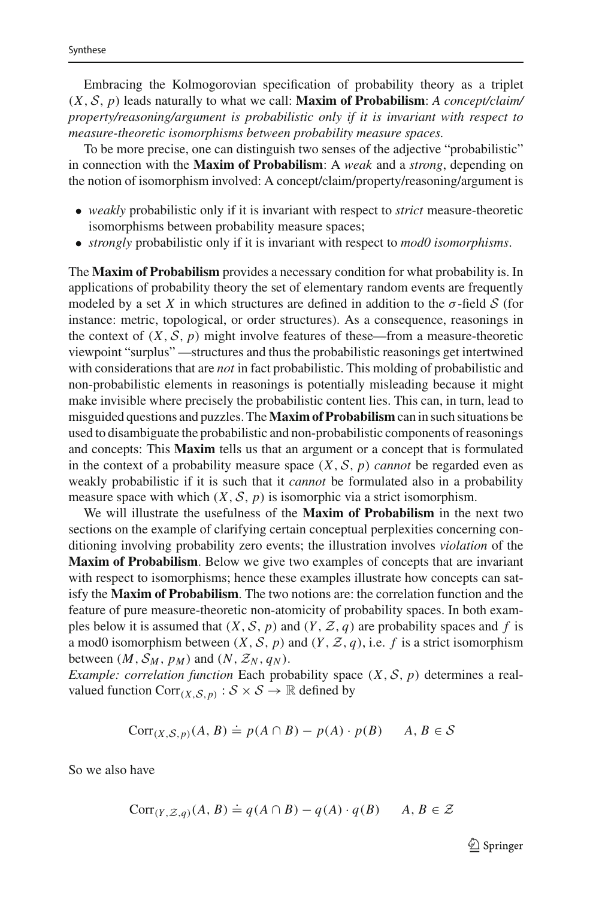Embracing the Kolmogorovian specification of probability theory as a triplet $(X, \mathcal{S}, p)$ leads naturally to what we call: **Maxim of Probabilism**: *A concept/claim/property/reasoning/argument is probabilistic only if it is invariant with respect to measure-theoretic isomorphisms between probability measure spaces.*

To be more precise, one can distinguish two senses of the adjective "probabilistic" in connection with the **Maxim of Probabilism**: A *weak* and a *strong*, depending on the notion of isomorphism involved: A concept/claim/property/reasoning/argument is

- *weakly* probabilistic only if it is invariant with respect to *strict* measure-theoretic isomorphisms between probability measure spaces;
- *strongly* probabilistic only if it is invariant with respect to *mod0 isomorphisms*.

The **Maxim of Probabilism** provides a necessary condition for what probability is. In applications of probability theory the set of elementary random events are frequently modeled by a set $X$ in which structures are defined in addition to the $\sigma$-field $\mathcal{S}$ (for instance: metric, topological, or order structures). As a consequence, reasonings in the context of $(X, \mathcal{S}, p)$ might involve features of these—from a measure-theoretic viewpoint "surplus" —structures and thus the probabilistic reasonings get intertwined with considerations that are *not* in fact probabilistic. This molding of probabilistic and non-probabilistic elements in reasonings is potentially misleading because it might make invisible where precisely the probabilistic content lies. This can, in turn, lead to misguided questions and puzzles. The **Maxim of Probabilism** can in such situations be used to disambiguate the probabilistic and non-probabilistic components of reasonings and concepts: This **Maxim** tells us that an argument or a concept that is formulated in the context of a probability measure space $(X, \mathcal{S}, p)$ *cannot* be regarded even as weakly probabilistic if it is such that it *cannot* be formulated also in a probability measure space with which $(X, \mathcal{S}, p)$ is isomorphic via a strict isomorphism.

We will illustrate the usefulness of the **Maxim of Probabilism** in the next two sections on the example of clarifying certain conceptual perplexities concerning conditioning involving probability zero events; the illustration involves *violation* of the **Maxim of Probabilism**. Below we give two examples of concepts that are invariant with respect to isomorphisms; hence these examples illustrate how concepts can satisfy the **Maxim of Probabilism**. The two notions are: the correlation function and the feature of pure measure-theoretic non-atomicity of probability spaces. In both examples below it is assumed that $(X, \mathcal{S}, p)$ and $(Y, \mathcal{Z}, q)$ are probability spaces and $f$ is a mod0 isomorphism between $(X, \mathcal{S}, p)$ and $(Y, \mathcal{Z}, q)$, i.e. $f$ is a strict isomorphism between $(M, \mathcal{S}_M, p_M)$ and $(N, \mathcal{Z}_N, q_N)$.

*Example: correlation function* Each probability space $(X, \mathcal{S}, p)$ determines a real-valued function $\mathrm{Corr}_{(X,\mathcal{S},p)} : \mathcal{S} \times \mathcal{S} \to \mathbb{R}$ defined by

$$\mathrm{Corr}_{(X,\mathcal{S},p)}(A, B) \doteq p(A \cap B) - p(A) \cdot p(B) \qquad A, B \in \mathcal{S}$$

So we also have

$$\mathrm{Corr}_{(Y,\mathcal{Z},q)}(A, B) \doteq q(A \cap B) - q(A) \cdot q(B) \qquad A, B \in \mathcal{Z}$$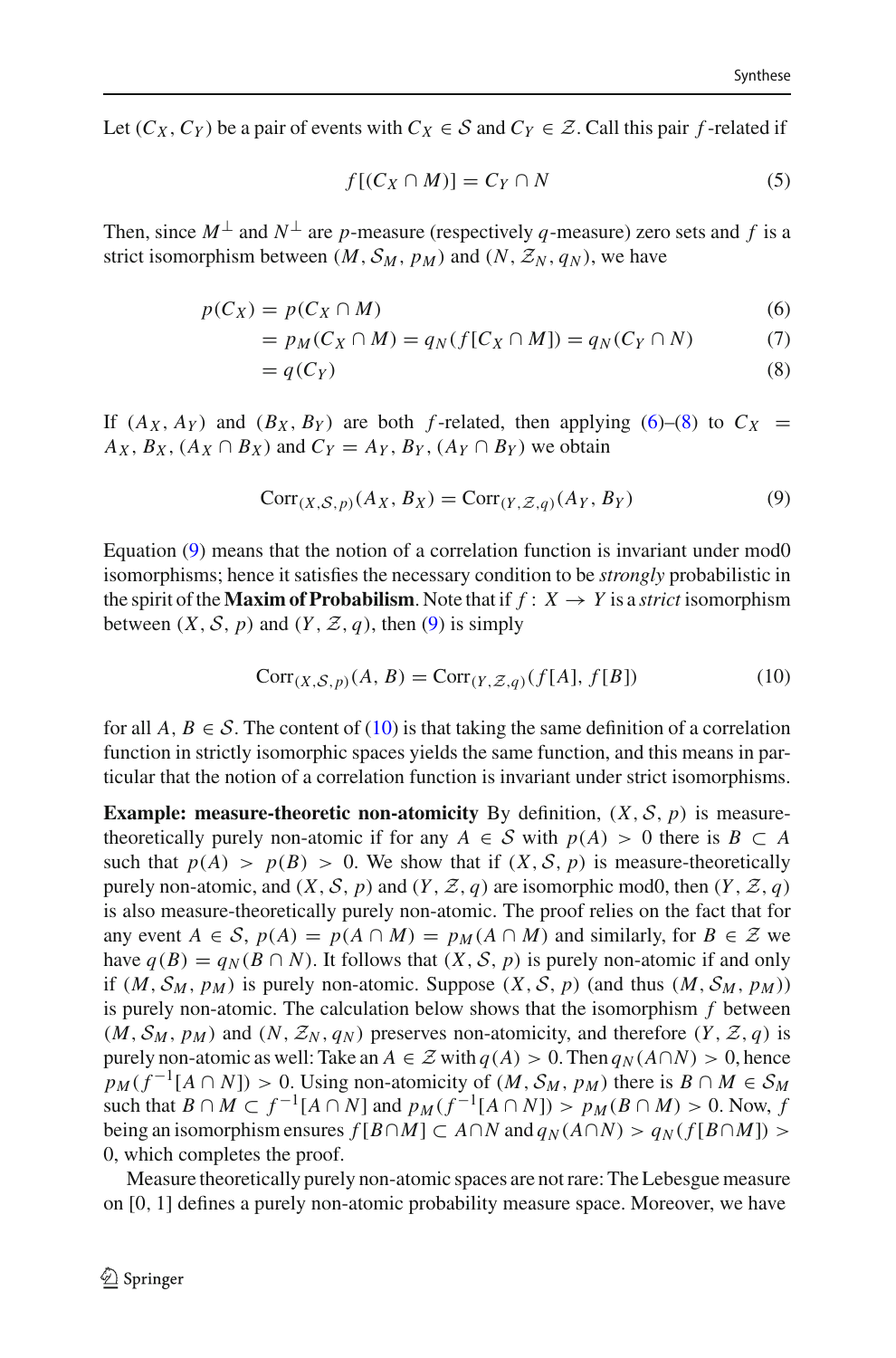Let $(C_X, C_Y)$ be a pair of events with $C_X \in \mathcal{S}$ and $C_Y \in \mathcal{Z}$. Call this pair $f$-related if

$$f[(C_X \cap M)] = C_Y \cap N \tag{5}$$

Then, since $M^\perp$ and $N^\perp$ are $p$-measure (respectively $q$-measure) zero sets and $f$ is a strict isomorphism between $(M, \mathcal{S}_M, p_M)$ and $(N, \mathcal{Z}_N, q_N)$, we have

$$\begin{align}
p(C_X) &= p(C_X \cap M) \tag{6}\\
&= p_M(C_X \cap M) = q_N(f[C_X \cap M]) = q_N(C_Y \cap N) \tag{7}\\
&= q(C_Y) \tag{8}
\end{align}$$

If $(A_X, A_Y)$ and $(B_X, B_Y)$ are both $f$-related, then applying (6)–(8) to $C_X = A_X, B_X, (A_X \cap B_X)$ and $C_Y = A_Y, B_Y, (A_Y \cap B_Y)$ we obtain

$$\mathrm{Corr}_{(X,\mathcal{S},p)}(A_X, B_X) = \mathrm{Corr}_{(Y,\mathcal{Z},q)}(A_Y, B_Y) \tag{9}$$

Equation (9) means that the notion of a correlation function is invariant under mod0 isomorphisms; hence it satisfies the necessary condition to be *strongly* probabilistic in the spirit of the **Maxim of Probabilism**. Note that if $f : X \to Y$ is a *strict* isomorphism between $(X, \mathcal{S}, p)$ and $(Y, \mathcal{Z}, q)$, then (9) is simply

$$\mathrm{Corr}_{(X,\mathcal{S},p)}(A, B) = \mathrm{Corr}_{(Y,\mathcal{Z},q)}(f[A], f[B]) \tag{10}$$

for all $A, B \in \mathcal{S}$. The content of (10) is that taking the same definition of a correlation function in strictly isomorphic spaces yields the same function, and this means in particular that the notion of a correlation function is invariant under strict isomorphisms.

**Example: measure-theoretic non-atomicity** By definition, $(X, \mathcal{S}, p)$ is measure-theoretically purely non-atomic if for any $A \in \mathcal{S}$ with $p(A) > 0$ there is $B \subset A$ such that $p(A) > p(B) > 0$. We show that if $(X, \mathcal{S}, p)$ is measure-theoretically purely non-atomic, and $(X, \mathcal{S}, p)$ and $(Y, \mathcal{Z}, q)$ are isomorphic mod0, then $(Y, \mathcal{Z}, q)$ is also measure-theoretically purely non-atomic. The proof relies on the fact that for any event $A \in \mathcal{S}$, $p(A) = p(A \cap M) = p_M(A \cap M)$ and similarly, for $B \in \mathcal{Z}$ we have $q(B) = q_N(B \cap N)$. It follows that $(X, \mathcal{S}, p)$ is purely non-atomic if and only if $(M, \mathcal{S}_M, p_M)$ is purely non-atomic. Suppose $(X, \mathcal{S}, p)$ (and thus $(M, \mathcal{S}_M, p_M)$) is purely non-atomic. The calculation below shows that the isomorphism $f$ between $(M, \mathcal{S}_M, p_M)$ and $(N, \mathcal{Z}_N, q_N)$ preserves non-atomicity, and therefore $(Y, \mathcal{Z}, q)$ is purely non-atomic as well: Take an $A \in \mathcal{Z}$ with $q(A) > 0$. Then $q_N(A \cap N) > 0$, hence $p_M(f^{-1}[A \cap N]) > 0$. Using non-atomicity of $(M, \mathcal{S}_M, p_M)$ there is $B \cap M \in \mathcal{S}_M$ such that $B \cap M \subset f^{-1}[A \cap N]$ and $p_M(f^{-1}[A \cap N]) > p_M(B \cap M) > 0$. Now, $f$ being an isomorphism ensures $f[B \cap M] \subset A \cap N$ and $q_N(A \cap N) > q_N(f[B \cap M]) > 0$, which completes the proof.

Measure theoretically purely non-atomic spaces are not rare: The Lebesgue measure on $[0, 1]$ defines a purely non-atomic probability measure space. Moreover, we have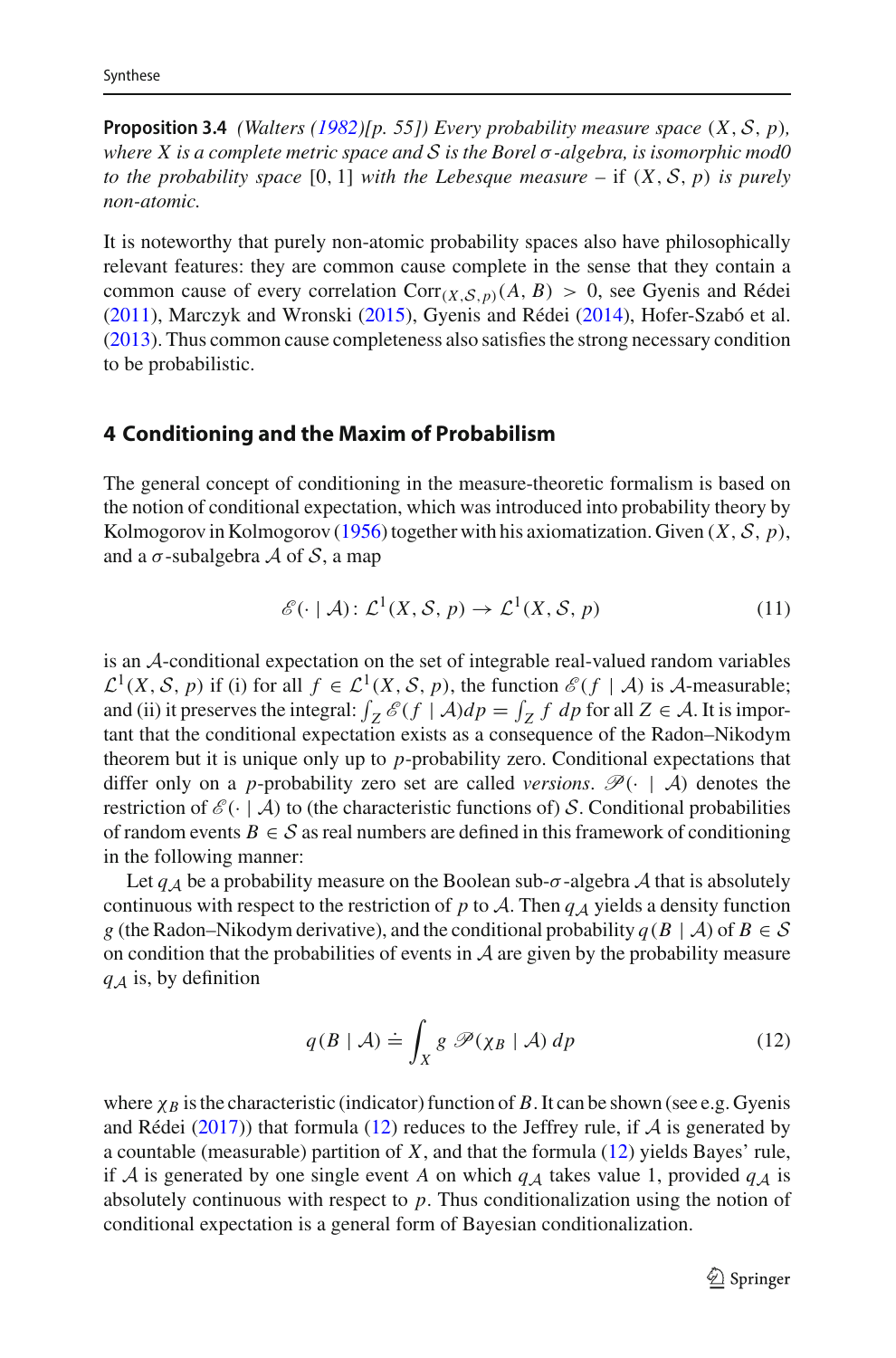**Proposition 3.4** *(Walters (1982)[p. 55]) Every probability measure space $(X, \mathcal{S}, p)$, where $X$ is a complete metric space and $\mathcal{S}$ is the Borel $\sigma$-algebra, is isomorphic mod0 to the probability space $[0, 1]$ with the Lebesque measure* – if $(X, \mathcal{S}, p)$ *is purely non-atomic.*

It is noteworthy that purely non-atomic probability spaces also have philosophically relevant features: they are common cause complete in the sense that they contain a common cause of every correlation $\text{Corr}_{(X,\mathcal{S},p)}(A, B) > 0$, see Gyenis and Rédei (2011), Marczyk and Wronski (2015), Gyenis and Rédei (2014), Hofer-Szabó et al. (2013). Thus common cause completeness also satisfies the strong necessary condition to be probabilistic.

## 4 Conditioning and the Maxim of Probabilism

The general concept of conditioning in the measure-theoretic formalism is based on the notion of conditional expectation, which was introduced into probability theory by Kolmogorov in Kolmogorov (1956) together with his axiomatization. Given $(X, \mathcal{S}, p)$, and a $\sigma$-subalgebra $\mathcal{A}$ of $\mathcal{S}$, a map

$$\mathscr{E}(\cdot \mid \mathcal{A}) : \mathcal{L}^1(X, \mathcal{S}, p) \to \mathcal{L}^1(X, \mathcal{S}, p) \tag{11}$$

is an $\mathcal{A}$-conditional expectation on the set of integrable real-valued random variables $\mathcal{L}^1(X, \mathcal{S}, p)$ if (i) for all $f \in \mathcal{L}^1(X, \mathcal{S}, p)$, the function $\mathscr{E}(f \mid \mathcal{A})$ is $\mathcal{A}$-measurable; and (ii) it preserves the integral: $\int_Z \mathscr{E}(f \mid \mathcal{A})dp = \int_Z f\, dp$ for all $Z \in \mathcal{A}$. It is important that the conditional expectation exists as a consequence of the Radon–Nikodym theorem but it is unique only up to $p$-probability zero. Conditional expectations that differ only on a $p$-probability zero set are called *versions*. $\mathscr{P}(\cdot \mid \mathcal{A})$ denotes the restriction of $\mathscr{E}(\cdot \mid \mathcal{A})$ to (the characteristic functions of) $\mathcal{S}$. Conditional probabilities of random events $B \in \mathcal{S}$ as real numbers are defined in this framework of conditioning in the following manner:

Let $q_{\mathcal{A}}$ be a probability measure on the Boolean sub-$\sigma$-algebra $\mathcal{A}$ that is absolutely continuous with respect to the restriction of $p$ to $\mathcal{A}$. Then $q_{\mathcal{A}}$ yields a density function $g$ (the Radon–Nikodym derivative), and the conditional probability $q(B \mid \mathcal{A})$ of $B \in \mathcal{S}$ on condition that the probabilities of events in $\mathcal{A}$ are given by the probability measure $q_{\mathcal{A}}$ is, by definition

$$q(B \mid \mathcal{A}) \doteq \int_X g\ \mathscr{P}(\chi_B \mid \mathcal{A})\, dp \tag{12}$$

where $\chi_B$ is the characteristic (indicator) function of $B$. It can be shown (see e.g. Gyenis and Rédei (2017)) that formula (12) reduces to the Jeffrey rule, if $\mathcal{A}$ is generated by a countable (measurable) partition of $X$, and that the formula (12) yields Bayes' rule, if $\mathcal{A}$ is generated by one single event $A$ on which $q_{\mathcal{A}}$ takes value 1, provided $q_{\mathcal{A}}$ is absolutely continuous with respect to $p$. Thus conditionalization using the notion of conditional expectation is a general form of Bayesian conditionalization.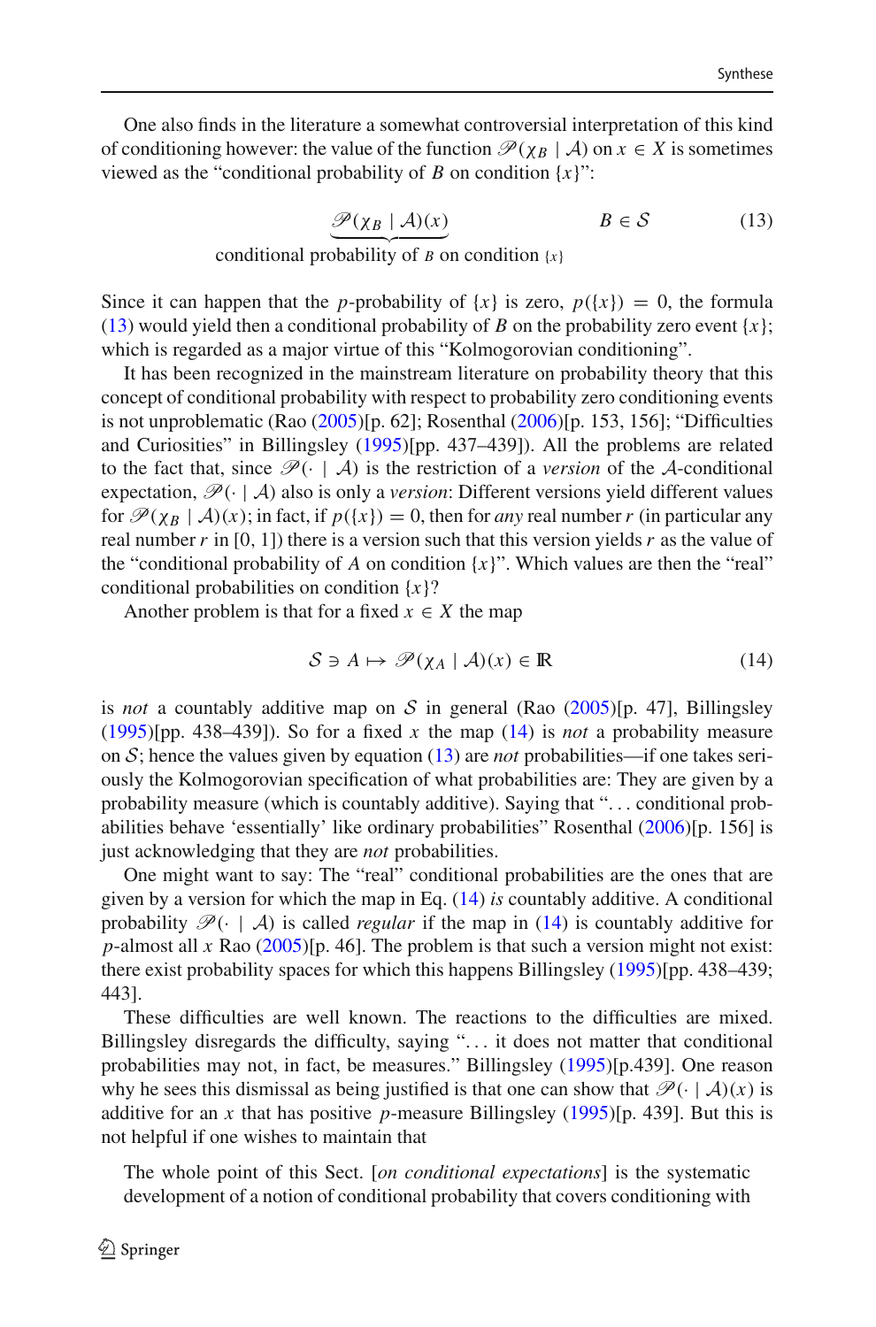One also finds in the literature a somewhat controversial interpretation of this kind of conditioning however: the value of the function $\mathscr{P}(\chi_B \mid \mathcal{A})$ on $x \in X$ is sometimes viewed as the "conditional probability of $B$ on condition $\{x\}$":

$$\underbrace{\mathscr{P}(\chi_B \mid \mathcal{A})(x)}_{\text{conditional probability of } B \text{ on condition } \{x\}} \qquad B \in \mathcal{S} \tag{13}$$

Since it can happen that the $p$-probability of $\{x\}$ is zero, $p(\{x\}) = 0$, the formula (13) would yield then a conditional probability of $B$ on the probability zero event $\{x\}$; which is regarded as a major virtue of this "Kolmogorovian conditioning".

It has been recognized in the mainstream literature on probability theory that this concept of conditional probability with respect to probability zero conditioning events is not unproblematic (Rao (2005)[p. 62]; Rosenthal (2006)[p. 153, 156]; "Difficulties and Curiosities" in Billingsley (1995)[pp. 437–439]). All the problems are related to the fact that, since $\mathscr{P}(\cdot \mid \mathcal{A})$ is the restriction of a *version* of the $\mathcal{A}$-conditional expectation, $\mathscr{P}(\cdot \mid \mathcal{A})$ also is only a *version*: Different versions yield different values for $\mathscr{P}(\chi_B \mid \mathcal{A})(x)$; in fact, if $p(\{x\}) = 0$, then for *any* real number $r$ (in particular any real number $r$ in $[0, 1]$) there is a version such that this version yields $r$ as the value of the "conditional probability of $A$ on condition $\{x\}$". Which values are then the "real" conditional probabilities on condition $\{x\}$?

Another problem is that for a fixed $x \in X$ the map

$$\mathcal{S} \ni A \mapsto \mathscr{P}(\chi_A \mid \mathcal{A})(x) \in \mathbb{R} \tag{14}$$

is *not* a countably additive map on $\mathcal{S}$ in general (Rao (2005)[p. 47], Billingsley (1995)[pp. 438–439]). So for a fixed $x$ the map (14) is *not* a probability measure on $\mathcal{S}$; hence the values given by equation (13) are *not* probabilities—if one takes seriously the Kolmogorovian specification of what probabilities are: They are given by a probability measure (which is countably additive). Saying that "... conditional probabilities behave 'essentially' like ordinary probabilities" Rosenthal (2006)[p. 156] is just acknowledging that they are *not* probabilities.

One might want to say: The "real" conditional probabilities are the ones that are given by a version for which the map in Eq. (14) *is* countably additive. A conditional probability $\mathscr{P}(\cdot \mid \mathcal{A})$ is called *regular* if the map in (14) is countably additive for $p$-almost all $x$ Rao (2005)[p. 46]. The problem is that such a version might not exist: there exist probability spaces for which this happens Billingsley (1995)[pp. 438–439; 443].

These difficulties are well known. The reactions to the difficulties are mixed. Billingsley disregards the difficulty, saying "... it does not matter that conditional probabilities may not, in fact, be measures." Billingsley (1995)[p.439]. One reason why he sees this dismissal as being justified is that one can show that $\mathscr{P}(\cdot \mid \mathcal{A})(x)$ is additive for an $x$ that has positive $p$-measure Billingsley (1995)[p. 439]. But this is not helpful if one wishes to maintain that

> The whole point of this Sect. [*on conditional expectations*] is the systematic development of a notion of conditional probability that covers conditioning with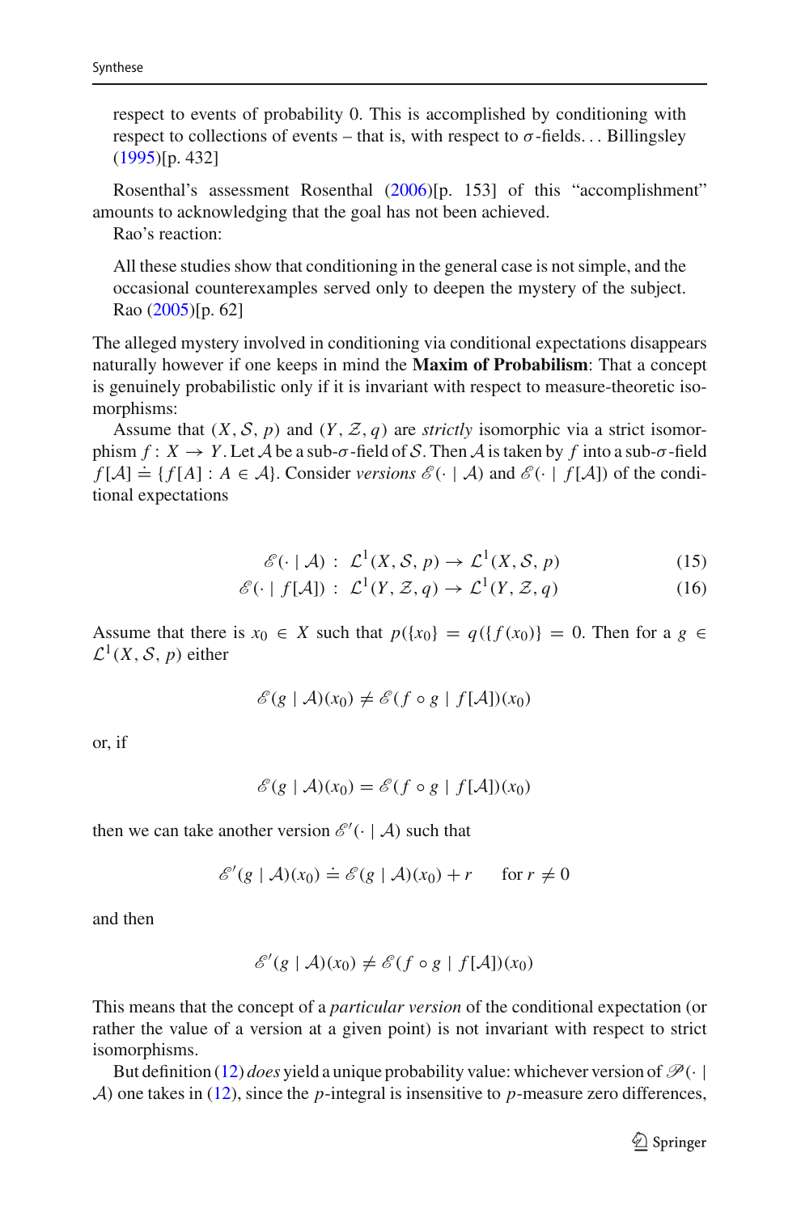respect to events of probability 0. This is accomplished by conditioning with respect to collections of events – that is, with respect to $\sigma$-fields... Billingsley (1995)[p. 432]

Rosenthal's assessment Rosenthal (2006)[p. 153] of this "accomplishment" amounts to acknowledging that the goal has not been achieved.

Rao's reaction:

> All these studies show that conditioning in the general case is not simple, and the occasional counterexamples served only to deepen the mystery of the subject. Rao (2005)[p. 62]

The alleged mystery involved in conditioning via conditional expectations disappears naturally however if one keeps in mind the **Maxim of Probabilism**: That a concept is genuinely probabilistic only if it is invariant with respect to measure-theoretic isomorphisms:

Assume that $(X, \mathcal{S}, p)$ and $(Y, \mathcal{Z}, q)$ are *strictly* isomorphic via a strict isomorphism $f: X \to Y$. Let $\mathcal{A}$ be a sub-$\sigma$-field of $\mathcal{S}$. Then $\mathcal{A}$ is taken by $f$ into a sub-$\sigma$-field $f[\mathcal{A}] \doteq \{f[A] : A \in \mathcal{A}\}$. Consider *versions* $\mathscr{E}(\cdot \mid \mathcal{A})$ and $\mathscr{E}(\cdot \mid f[\mathcal{A}])$ of the conditional expectations

$$\mathscr{E}(\cdot \mid \mathcal{A}) : \mathcal{L}^1(X, \mathcal{S}, p) \to \mathcal{L}^1(X, \mathcal{S}, p) \tag{15}$$

$$\mathscr{E}(\cdot \mid f[\mathcal{A}]) : \mathcal{L}^1(Y, \mathcal{Z}, q) \to \mathcal{L}^1(Y, \mathcal{Z}, q) \tag{16}$$

Assume that there is $x_0 \in X$ such that $p(\{x_0\} = q(\{f(x_0)\} = 0$. Then for a $g \in \mathcal{L}^1(X, \mathcal{S}, p)$ either

$$\mathscr{E}(g \mid \mathcal{A})(x_0) \neq \mathscr{E}(f \circ g \mid f[\mathcal{A}])(x_0)$$

or, if

$$\mathscr{E}(g \mid \mathcal{A})(x_0) = \mathscr{E}(f \circ g \mid f[\mathcal{A}])(x_0)$$

then we can take another version $\mathscr{E}'(\cdot \mid \mathcal{A})$ such that

$$\mathscr{E}'(g \mid \mathcal{A})(x_0) \doteq \mathscr{E}(g \mid \mathcal{A})(x_0) + r \qquad \text{for } r \neq 0$$

and then

$$\mathscr{E}'(g \mid \mathcal{A})(x_0) \neq \mathscr{E}(f \circ g \mid f[\mathcal{A}])(x_0)$$

This means that the concept of a *particular version* of the conditional expectation (or rather the value of a version at a given point) is not invariant with respect to strict isomorphisms.

But definition (12) *does* yield a unique probability value: whichever version of $\mathscr{P}(\cdot \mid \mathcal{A})$ one takes in (12), since the $p$-integral is insensitive to $p$-measure zero differences,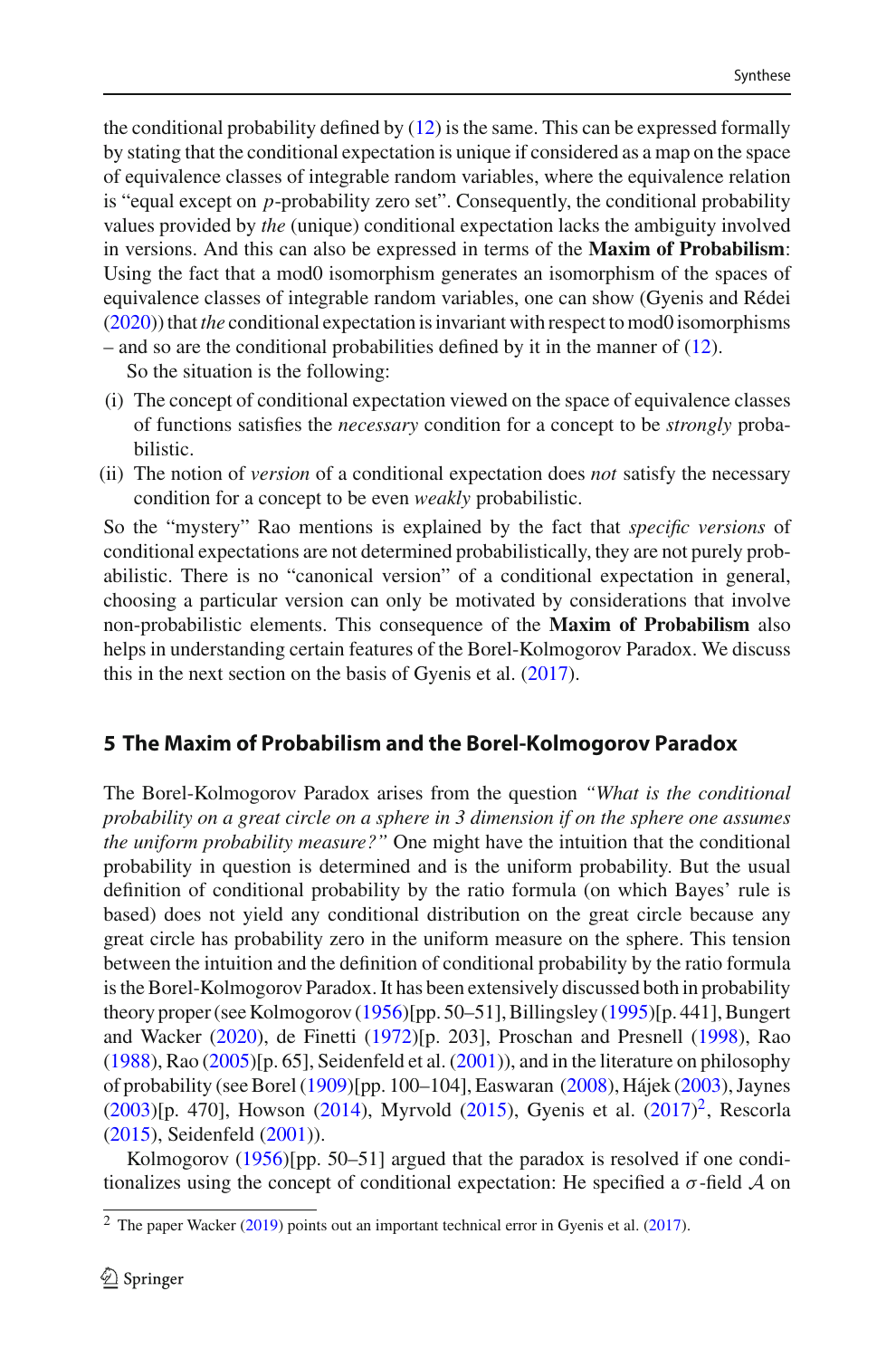the conditional probability defined by (12) is the same. This can be expressed formally by stating that the conditional expectation is unique if considered as a map on the space of equivalence classes of integrable random variables, where the equivalence relation is "equal except on $p$-probability zero set". Consequently, the conditional probability values provided by *the* (unique) conditional expectation lacks the ambiguity involved in versions. And this can also be expressed in terms of the **Maxim of Probabilism**: Using the fact that a mod0 isomorphism generates an isomorphism of the spaces of equivalence classes of integrable random variables, one can show (Gyenis and Rédei (2020)) that *the* conditional expectation is invariant with respect to mod0 isomorphisms – and so are the conditional probabilities defined by it in the manner of (12).

So the situation is the following:

(i) The concept of conditional expectation viewed on the space of equivalence classes of functions satisfies the *necessary* condition for a concept to be *strongly* probabilistic.

(ii) The notion of *version* of a conditional expectation does *not* satisfy the necessary condition for a concept to be even *weakly* probabilistic.

So the "mystery" Rao mentions is explained by the fact that *specific versions* of conditional expectations are not determined probabilistically, they are not purely probabilistic. There is no "canonical version" of a conditional expectation in general, choosing a particular version can only be motivated by considerations that involve non-probabilistic elements. This consequence of the **Maxim of Probabilism** also helps in understanding certain features of the Borel-Kolmogorov Paradox. We discuss this in the next section on the basis of Gyenis et al. (2017).

## 5 The Maxim of Probabilism and the Borel-Kolmogorov Paradox

The Borel-Kolmogorov Paradox arises from the question *"What is the conditional probability on a great circle on a sphere in 3 dimension if on the sphere one assumes the uniform probability measure?"* One might have the intuition that the conditional probability in question is determined and is the uniform probability. But the usual definition of conditional probability by the ratio formula (on which Bayes' rule is based) does not yield any conditional distribution on the great circle because any great circle has probability zero in the uniform measure on the sphere. This tension between the intuition and the definition of conditional probability by the ratio formula is the Borel-Kolmogorov Paradox. It has been extensively discussed both in probability theory proper (see Kolmogorov (1956)[pp. 50–51], Billingsley (1995)[p. 441], Bungert and Wacker (2020), de Finetti (1972)[p. 203], Proschan and Presnell (1998), Rao (1988), Rao (2005)[p. 65], Seidenfeld et al. (2001)), and in the literature on philosophy of probability (see Borel (1909)[pp. 100–104], Easwaran (2008), Hájek (2003), Jaynes (2003)[p. 470], Howson (2014), Myrvold (2015), Gyenis et al. (2017)[2], Rescorla (2015), Seidenfeld (2001)).

Kolmogorov (1956)[pp. 50–51] argued that the paradox is resolved if one conditionalizes using the concept of conditional expectation: He specified a $\sigma$-field $\mathcal{A}$ on

[2] The paper Wacker (2019) points out an important technical error in Gyenis et al. (2017).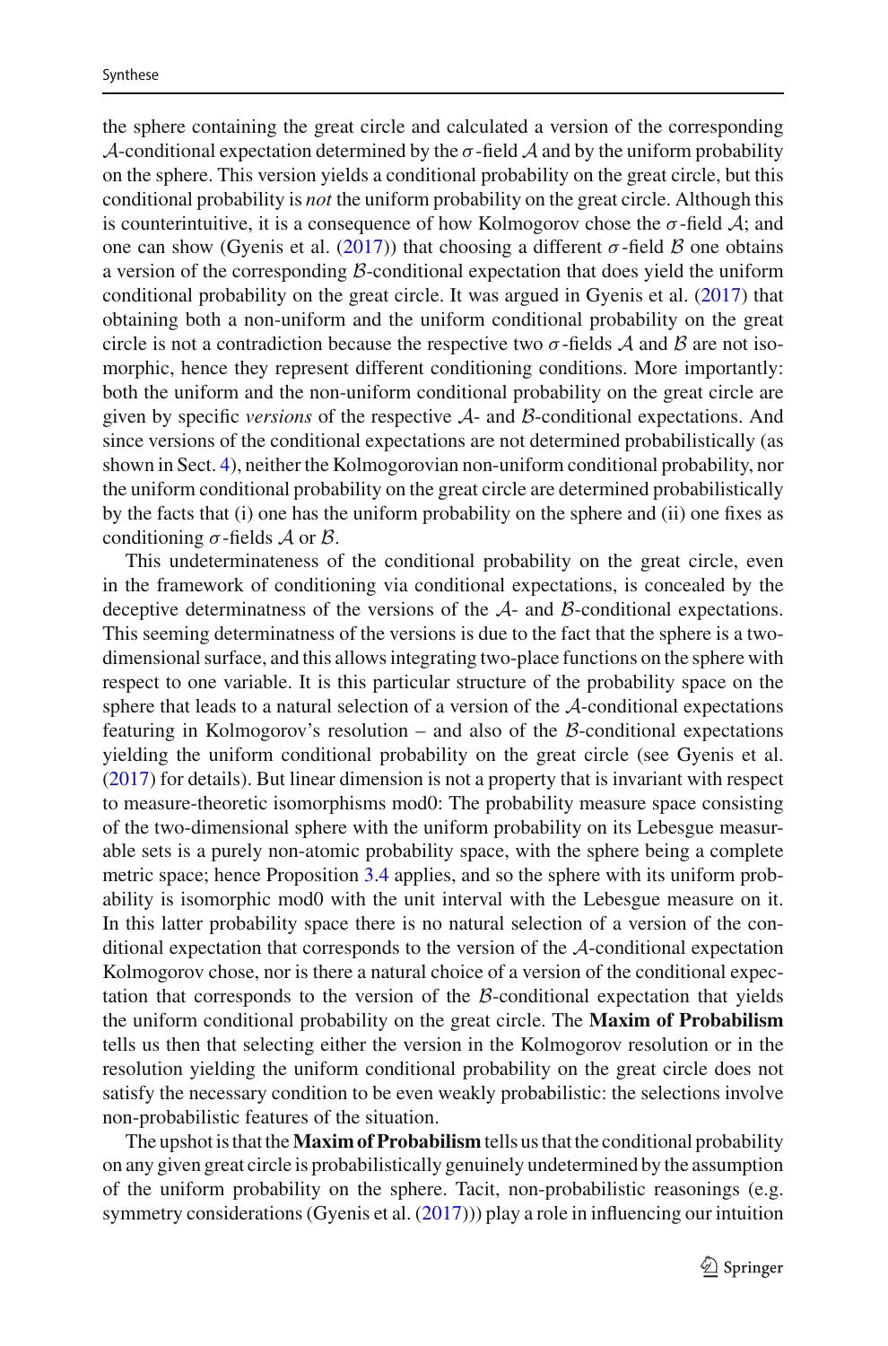the sphere containing the great circle and calculated a version of the corresponding $\mathcal{A}$-conditional expectation determined by the $\sigma$-field $\mathcal{A}$ and by the uniform probability on the sphere. This version yields a conditional probability on the great circle, but this conditional probability is *not* the uniform probability on the great circle. Although this is counterintuitive, it is a consequence of how Kolmogorov chose the $\sigma$-field $\mathcal{A}$; and one can show (Gyenis et al. (2017)) that choosing a different $\sigma$-field $\mathcal{B}$ one obtains a version of the corresponding $\mathcal{B}$-conditional expectation that does yield the uniform conditional probability on the great circle. It was argued in Gyenis et al. (2017) that obtaining both a non-uniform and the uniform conditional probability on the great circle is not a contradiction because the respective two $\sigma$-fields $\mathcal{A}$ and $\mathcal{B}$ are not isomorphic, hence they represent different conditioning conditions. More importantly: both the uniform and the non-uniform conditional probability on the great circle are given by specific *versions* of the respective $\mathcal{A}$- and $\mathcal{B}$-conditional expectations. And since versions of the conditional expectations are not determined probabilistically (as shown in Sect. 4), neither the Kolmogorovian non-uniform conditional probability, nor the uniform conditional probability on the great circle are determined probabilistically by the facts that (i) one has the uniform probability on the sphere and (ii) one fixes as conditioning $\sigma$-fields $\mathcal{A}$ or $\mathcal{B}$.

This undeterminateness of the conditional probability on the great circle, even in the framework of conditioning via conditional expectations, is concealed by the deceptive determinatness of the versions of the $\mathcal{A}$- and $\mathcal{B}$-conditional expectations. This seeming determinatness of the versions is due to the fact that the sphere is a two-dimensional surface, and this allows integrating two-place functions on the sphere with respect to one variable. It is this particular structure of the probability space on the sphere that leads to a natural selection of a version of the $\mathcal{A}$-conditional expectations featuring in Kolmogorov's resolution – and also of the $\mathcal{B}$-conditional expectations yielding the uniform conditional probability on the great circle (see Gyenis et al. (2017) for details). But linear dimension is not a property that is invariant with respect to measure-theoretic isomorphisms mod0: The probability measure space consisting of the two-dimensional sphere with the uniform probability on its Lebesgue measurable sets is a purely non-atomic probability space, with the sphere being a complete metric space; hence Proposition 3.4 applies, and so the sphere with its uniform probability is isomorphic mod0 with the unit interval with the Lebesgue measure on it. In this latter probability space there is no natural selection of a version of the conditional expectation that corresponds to the version of the $\mathcal{A}$-conditional expectation Kolmogorov chose, nor is there a natural choice of a version of the conditional expectation that corresponds to the version of the $\mathcal{B}$-conditional expectation that yields the uniform conditional probability on the great circle. The **Maxim of Probabilism** tells us then that selecting either the version in the Kolmogorov resolution or in the resolution yielding the uniform conditional probability on the great circle does not satisfy the necessary condition to be even weakly probabilistic: the selections involve non-probabilistic features of the situation.

The upshot is that the **Maxim of Probabilism** tells us that the conditional probability on any given great circle is probabilistically genuinely undetermined by the assumption of the uniform probability on the sphere. Tacit, non-probabilistic reasonings (e.g. symmetry considerations (Gyenis et al. (2017))) play a role in influencing our intuition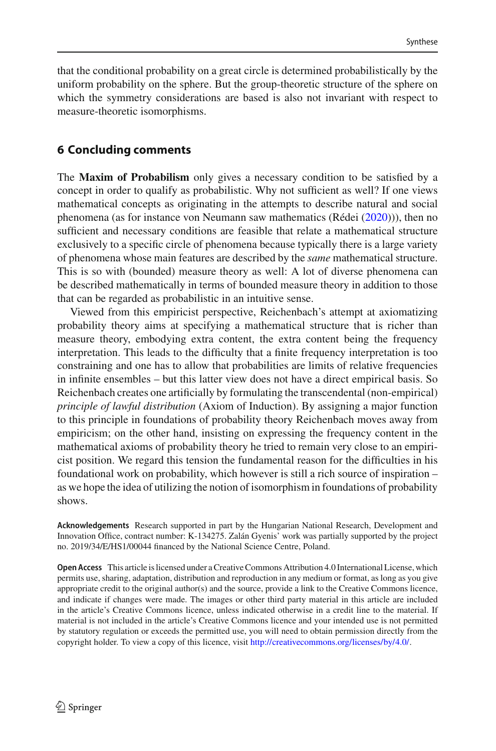that the conditional probability on a great circle is determined probabilistically by the uniform probability on the sphere. But the group-theoretic structure of the sphere on which the symmetry considerations are based is also not invariant with respect to measure-theoretic isomorphisms.

## 6 Concluding comments

The **Maxim of Probabilism** only gives a necessary condition to be satisfied by a concept in order to qualify as probabilistic. Why not sufficient as well? If one views mathematical concepts as originating in the attempts to describe natural and social phenomena (as for instance von Neumann saw mathematics (Rédei (2020))), then no sufficient and necessary conditions are feasible that relate a mathematical structure exclusively to a specific circle of phenomena because typically there is a large variety of phenomena whose main features are described by the *same* mathematical structure. This is so with (bounded) measure theory as well: A lot of diverse phenomena can be described mathematically in terms of bounded measure theory in addition to those that can be regarded as probabilistic in an intuitive sense.

Viewed from this empiricist perspective, Reichenbach's attempt at axiomatizing probability theory aims at specifying a mathematical structure that is richer than measure theory, embodying extra content, the extra content being the frequency interpretation. This leads to the difficulty that a finite frequency interpretation is too constraining and one has to allow that probabilities are limits of relative frequencies in infinite ensembles – but this latter view does not have a direct empirical basis. So Reichenbach creates one artificially by formulating the transcendental (non-empirical) *principle of lawful distribution* (Axiom of Induction). By assigning a major function to this principle in foundations of probability theory Reichenbach moves away from empiricism; on the other hand, insisting on expressing the frequency content in the mathematical axioms of probability theory he tried to remain very close to an empiricist position. We regard this tension the fundamental reason for the difficulties in his foundational work on probability, which however is still a rich source of inspiration – as we hope the idea of utilizing the notion of isomorphism in foundations of probability shows.

**Acknowledgements** Research supported in part by the Hungarian National Research, Development and Innovation Office, contract number: K-134275. Zalán Gyenis' work was partially supported by the project no. 2019/34/E/HS1/00044 financed by the National Science Centre, Poland.

**Open Access** This article is licensed under a Creative Commons Attribution 4.0 International License, which permits use, sharing, adaptation, distribution and reproduction in any medium or format, as long as you give appropriate credit to the original author(s) and the source, provide a link to the Creative Commons licence, and indicate if changes were made. The images or other third party material in this article are included in the article's Creative Commons licence, unless indicated otherwise in a credit line to the material. If material is not included in the article's Creative Commons licence and your intended use is not permitted by statutory regulation or exceeds the permitted use, you will need to obtain permission directly from the copyright holder. To view a copy of this licence, visit http://creativecommons.org/licenses/by/4.0/.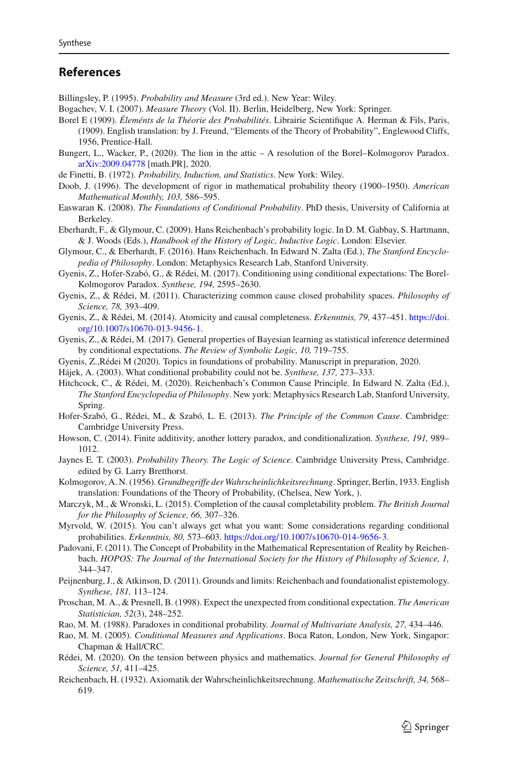## References

Billingsley, P. (1995). *Probability and Measure* (3rd ed.). New Year: Wiley.

Bogachev, V. I. (2007). *Measure Theory* (Vol. II). Berlin, Heidelberg, New York: Springer.

Borel E (1909). *Éleménts de la Théorie des Probabilités*. Librairie Scientifique A. Herman & Fils, Paris, (1909). English translation: by J. Freund, "Elements of the Theory of Probability", Englewood Cliffs, 1956, Prentice-Hall.

Bungert, L., Wacker, P., (2020). The lion in the attic – A resolution of the Borel–Kolmogorov Paradox. arXiv:2009.04778 [math.PR], 2020.

de Finetti, B. (1972). *Probability, Induction, and Statistics*. New York: Wiley.

Doob, J. (1996). The development of rigor in mathematical probability theory (1900–1950). *American Mathematical Monthly, 103,* 586–595.

Easwaran K. (2008). *The Foundations of Conditional Probability*. PhD thesis, University of California at Berkeley.

Eberhardt, F., & Glymour, C. (2009). Hans Reichenbach's probability logic. In D. M. Gabbay, S. Hartmann, & J. Woods (Eds.), *Handbook of the History of Logic, Inductive Logic*. London: Elsevier.

Glymour, C., & Eberhardt, F. (2016). Hans Reichenbach. In Edward N. Zalta (Ed.), *The Stanford Encyclopedia of Philosophy*. London: Metaphysics Research Lab, Stanford University.

Gyenis, Z., Hofer-Szabó, G., & Rédei, M. (2017). Conditioning using conditional expectations: The Borel-Kolmogorov Paradox. *Synthese, 194,* 2595–2630.

Gyenis, Z., & Rédei, M. (2011). Characterizing common cause closed probability spaces. *Philosophy of Science, 78,* 393–409.

Gyenis, Z., & Rédei, M. (2014). Atomicity and causal completeness. *Erkenntnis, 79,* 437–451. https://doi.org/10.1007/s10670-013-9456-1.

Gyenis, Z., & Rédei, M. (2017). General properties of Bayesian learning as statistical inference determined by conditional expectations. *The Review of Symbolic Logic, 10,* 719–755.

Gyenis, Z.,Rédei M (2020). Topics in foundations of probability. Manuscript in preparation, 2020.

Hájek, A. (2003). What conditional probability could not be. *Synthese, 137,* 273–333.

Hitchcock, C., & Rédei, M. (2020). Reichenbach's Common Cause Principle. In Edward N. Zalta (Ed.), *The Stanford Encyclopedia of Philosophy*. New york: Metaphysics Research Lab, Stanford University, Spring.

Hofer-Szabó, G., Rédei, M., & Szabó, L. E. (2013). *The Principle of the Common Cause*. Cambridge: Cambridge University Press.

Howson, C. (2014). Finite additivity, another lottery paradox, and conditionalization. *Synthese, 191,* 989–1012.

Jaynes E. T. (2003). *Probability Theory. The Logic of Science*. Cambridge University Press, Cambridge. edited by G. Larry Bretthorst.

Kolmogorov, A. N. (1956). *Grundbegriffe der Wahrscheinlichkeitsrechnung*. Springer, Berlin, 1933. English translation: Foundations of the Theory of Probability, (Chelsea, New York, ).

Marczyk, M., & Wronski, L. (2015). Completion of the causal completability problem. *The British Journal for the Philosophy of Science, 66,* 307–326.

Myrvold, W. (2015). You can't always get what you want: Some considerations regarding conditional probabilities. *Erkenntnis, 80,* 573–603. https://doi.org/10.1007/s10670-014-9656-3.

Padovani, F. (2011). The Concept of Probability in the Mathematical Representation of Reality by Reichenbach. *HOPOS: The Journal of the International Society for the History of Philosophy of Science, 1,* 344–347.

Peijnenburg, J., & Atkinson, D. (2011). Grounds and limits: Reichenbach and foundationalist epistemology. *Synthese, 181,* 113–124.

Proschan, M. A., & Presnell, B. (1998). Expect the unexpected from conditional expectation. *The American Statistician, 52*(3), 248–252.

Rao, M. M. (1988). Paradoxes in conditional probability. *Journal of Multivariate Analysis, 27,* 434–446.

Rao, M. M. (2005). *Conditional Measures and Applications*. Boca Raton, London, New York, Singapor: Chapman & Hall/CRC.

Rédei, M. (2020). On the tension between physics and mathematics. *Journal for General Philosophy of Science, 51,* 411–425.

Reichenbach, H. (1932). Axiomatik der Wahrscheinlichkeitsrechnung. *Mathematische Zeitschrift, 34,* 568–619.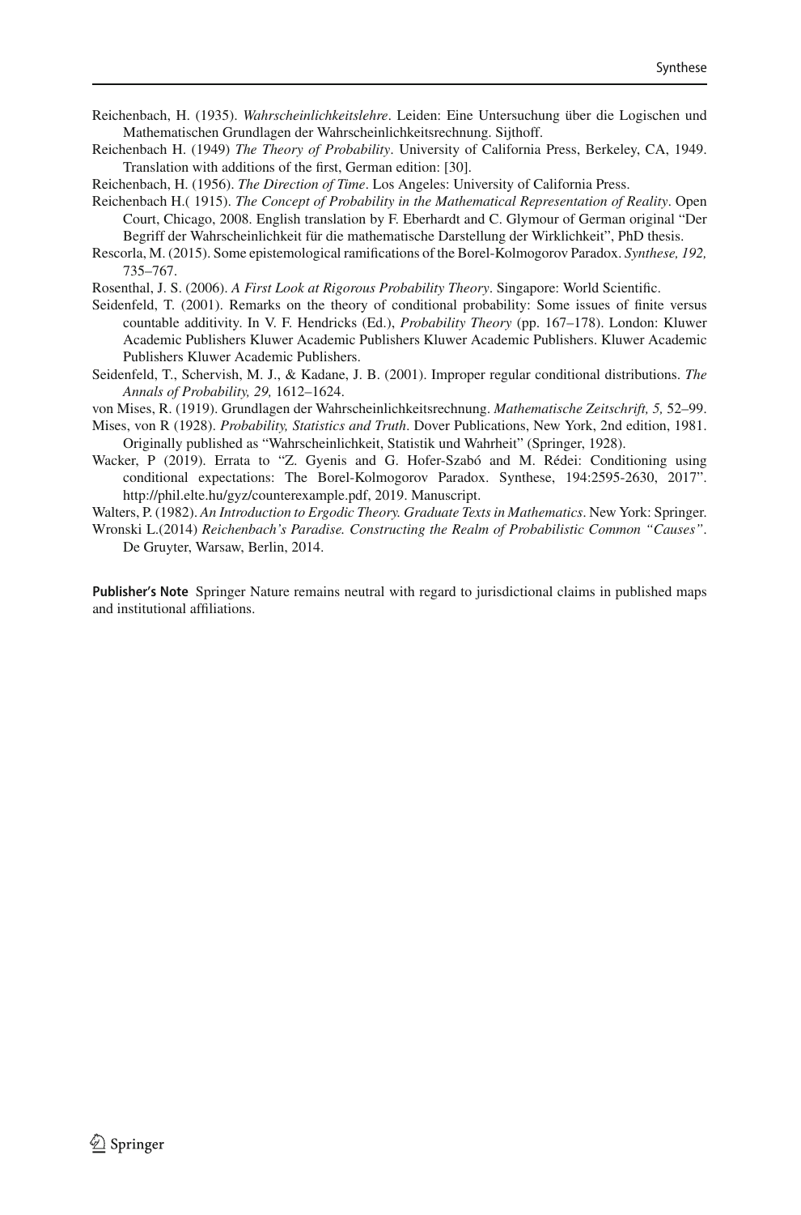Reichenbach, H. (1935). *Wahrscheinlichkeitslehre*. Leiden: Eine Untersuchung über die Logischen und Mathematischen Grundlagen der Wahrscheinlichkeitsrechnung. Sijthoff.

Reichenbach H. (1949) *The Theory of Probability*. University of California Press, Berkeley, CA, 1949. Translation with additions of the first, German edition: [30].

Reichenbach, H. (1956). *The Direction of Time*. Los Angeles: University of California Press.

Reichenbach H.( 1915). *The Concept of Probability in the Mathematical Representation of Reality*. Open Court, Chicago, 2008. English translation by F. Eberhardt and C. Glymour of German original "Der Begriff der Wahrscheinlichkeit für die mathematische Darstellung der Wirklichkeit", PhD thesis.

Rescorla, M. (2015). Some epistemological ramifications of the Borel-Kolmogorov Paradox. *Synthese, 192,* 735–767.

Rosenthal, J. S. (2006). *A First Look at Rigorous Probability Theory*. Singapore: World Scientific.

Seidenfeld, T. (2001). Remarks on the theory of conditional probability: Some issues of finite versus countable additivity. In V. F. Hendricks (Ed.), *Probability Theory* (pp. 167–178). London: Kluwer Academic Publishers Kluwer Academic Publishers Kluwer Academic Publishers. Kluwer Academic Publishers Kluwer Academic Publishers.

Seidenfeld, T., Schervish, M. J., & Kadane, J. B. (2001). Improper regular conditional distributions. *The Annals of Probability, 29,* 1612–1624.

von Mises, R. (1919). Grundlagen der Wahrscheinlichkeitsrechnung. *Mathematische Zeitschrift, 5,* 52–99.

Mises, von R (1928). *Probability, Statistics and Truth*. Dover Publications, New York, 2nd edition, 1981. Originally published as "Wahrscheinlichkeit, Statistik und Wahrheit" (Springer, 1928).

Wacker, P (2019). Errata to "Z. Gyenis and G. Hofer-Szabó and M. Rédei: Conditioning using conditional expectations: The Borel-Kolmogorov Paradox. Synthese, 194:2595-2630, 2017". http://phil.elte.hu/gyz/counterexample.pdf, 2019. Manuscript.

Walters, P. (1982). *An Introduction to Ergodic Theory. Graduate Texts in Mathematics*. New York: Springer.

Wronski L.(2014) *Reichenbach's Paradise. Constructing the Realm of Probabilistic Common "Causes"*. De Gruyter, Warsaw, Berlin, 2014.

**Publisher's Note** Springer Nature remains neutral with regard to jurisdictional claims in published maps and institutional affiliations.